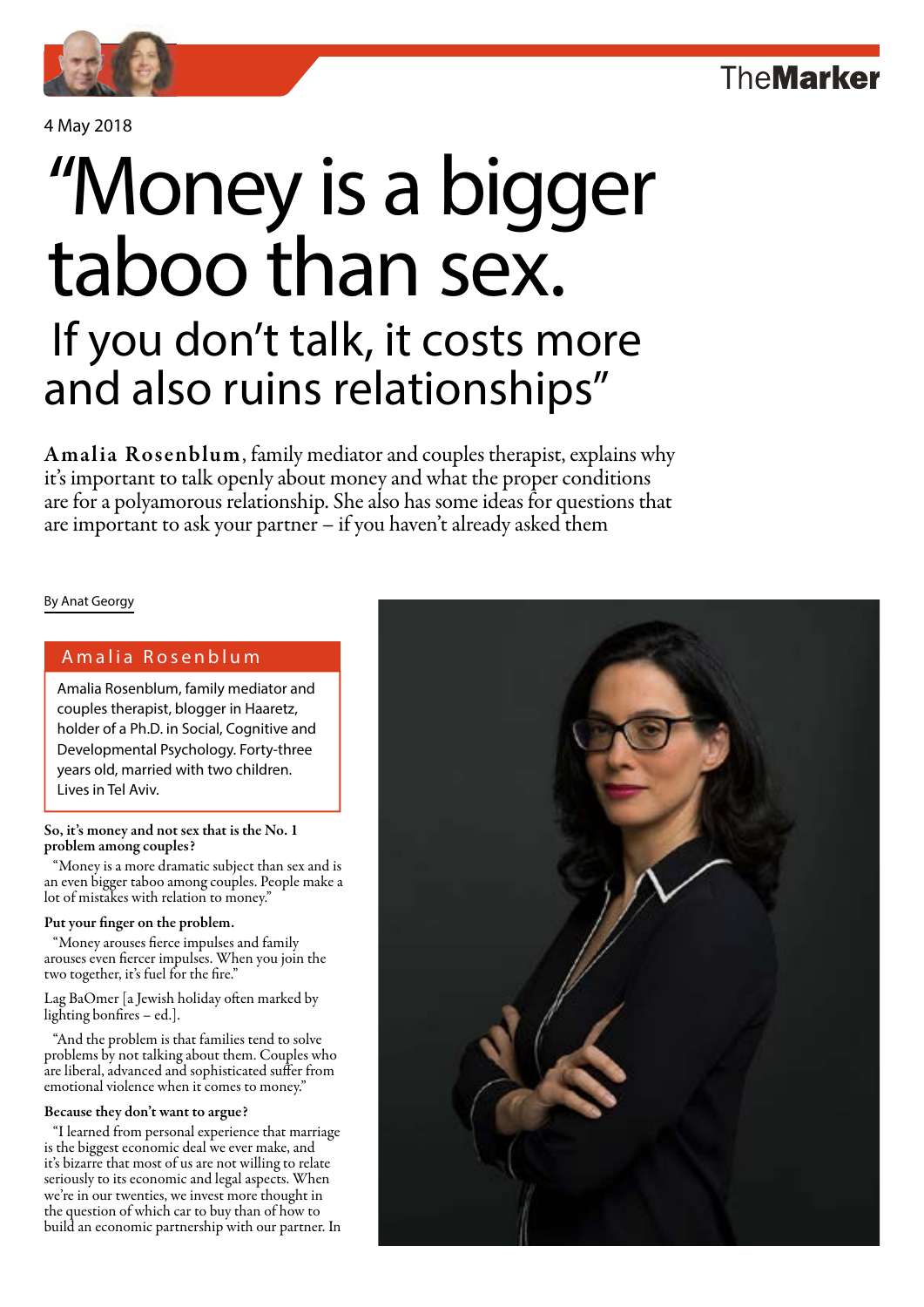4 May 2018

# "Money is a bigger taboo than sex.

## If you don't talk, it costs more and also ruins relationships"

**Amalia Rosenblum**, family mediator and couples therapist, explains why it's important to talk openly about money and what the proper conditions are for a polyamorous relationship. She also has some ideas for questions that are important to ask your partner – if you haven't already asked them

By Anat Georgy

> **Amalia Rosenblum**
>
> Amalia Rosenblum, family mediator and couples therapist, blogger in Haaretz, holder of a Ph.D. in Social, Cognitive and Developmental Psychology. Forty-three years old, married with two children. Lives in Tel Aviv.

**So, it's money and not sex that is the No. 1 problem among couples?**

"Money is a more dramatic subject than sex and is an even bigger taboo among couples. People make a lot of mistakes with relation to money."

**Put your finger on the problem.**

"Money arouses fierce impulses and family arouses even fiercer impulses. When you join the two together, it's fuel for the fire."

Lag BaOmer [a Jewish holiday often marked by lighting bonfires – ed.].

"And the problem is that families tend to solve problems by not talking about them. Couples who are liberal, advanced and sophisticated suffer from emotional violence when it comes to money."

**Because they don't want to argue?**

"I learned from personal experience that marriage is the biggest economic deal we ever make, and it's bizarre that most of us are not willing to relate seriously to its economic and legal aspects. When we're in our twenties, we invest more thought in the question of which car to buy than of how to build an economic partnership with our partner. In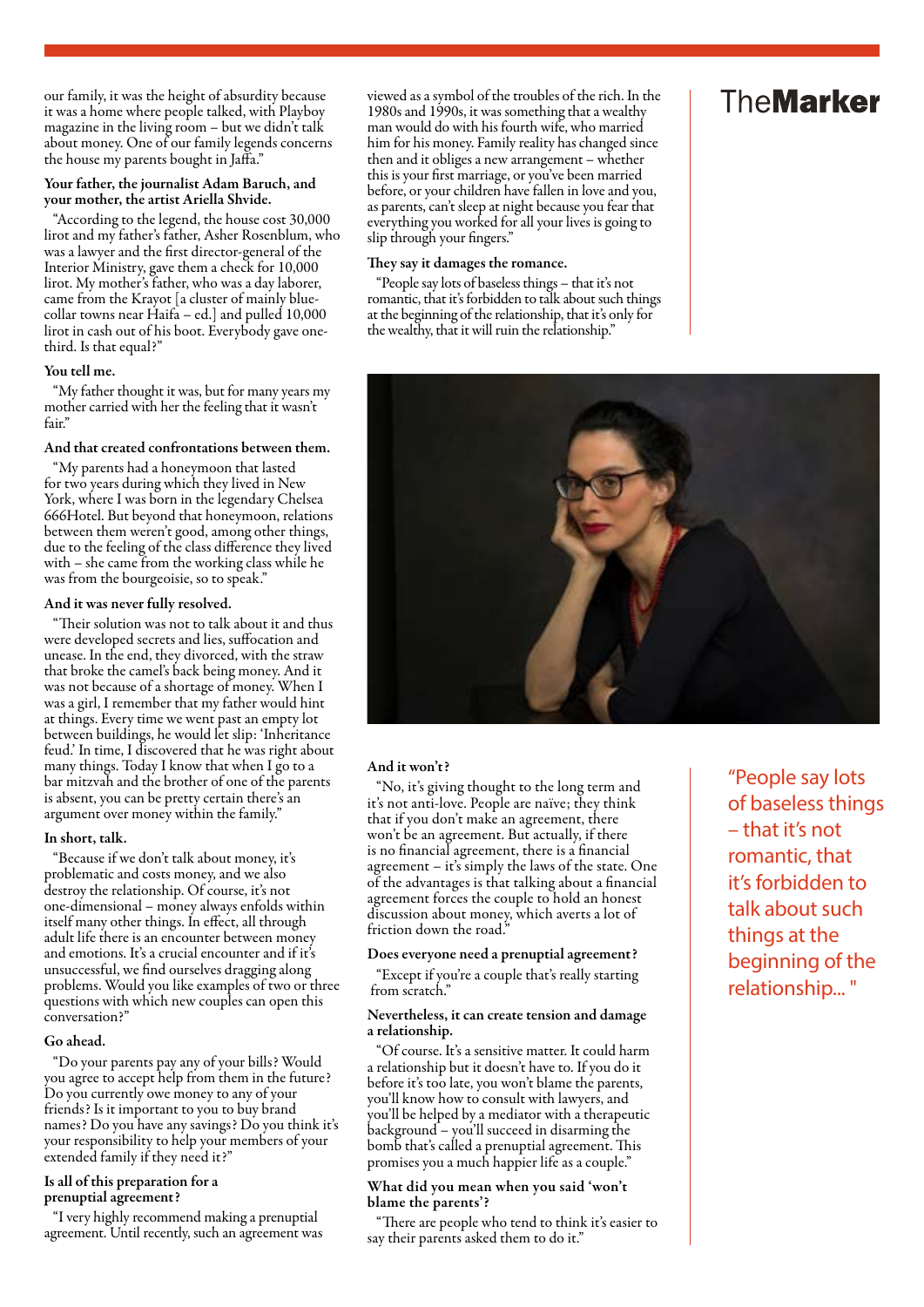our family, it was the height of absurdity because it was a home where people talked, with Playboy magazine in the living room – but we didn't talk about money. One of our family legends concerns the house my parents bought in Jaffa."

**Your father, the journalist Adam Baruch, and your mother, the artist Ariella Shvide.**

"According to the legend, the house cost 30,000 lirot and my father's father, Asher Rosenblum, who was a lawyer and the first director-general of the Interior Ministry, gave them a check for 10,000 lirot. My mother's father, who was a day laborer, came from the Krayot [a cluster of mainly blue-collar towns near Haifa – ed.] and pulled 10,000 lirot in cash out of his boot. Everybody gave one-third. Is that equal?"

**You tell me.**

"My father thought it was, but for many years my mother carried with her the feeling that it wasn't fair."

**And that created confrontations between them.**

"My parents had a honeymoon that lasted for two years during which they lived in New York, where I was born in the legendary Chelsea 666Hotel. But beyond that honeymoon, relations between them weren't good, among other things, due to the feeling of the class difference they lived with – she came from the working class while he was from the bourgeoisie, so to speak."

**And it was never fully resolved.**

"Their solution was not to talk about it and thus were developed secrets and lies, suffocation and unease. In the end, they divorced, with the straw that broke the camel's back being money. And it was not because of a shortage of money. When I was a girl, I remember that my father would hint at things. Every time we went past an empty lot between buildings, he would let slip: 'Inheritance feud.' In time, I discovered that he was right about many things. Today I know that when I go to a bar mitzvah and the brother of one of the parents is absent, you can be pretty certain there's an argument over money within the family."

**In short, talk.**

"Because if we don't talk about money, it's problematic and costs money, and we also destroy the relationship. Of course, it's not one-dimensional – money always enfolds within itself many other things. In effect, all through adult life there is an encounter between money and emotions. It's a crucial encounter and if it's unsuccessful, we find ourselves dragging along problems. Would you like examples of two or three questions with which new couples can open this conversation?"

**Go ahead.**

"Do your parents pay any of your bills? Would you agree to accept help from them in the future? Do you currently owe money to any of your friends? Is it important to you to buy brand names? Do you have any savings? Do you think it's your responsibility to help your members of your extended family if they need it?"

**Is all of this preparation for a prenuptial agreement?**

"I very highly recommend making a prenuptial agreement. Until recently, such an agreement was viewed as a symbol of the troubles of the rich. In the 1980s and 1990s, it was something that a wealthy man would do with his fourth wife, who married him for his money. Family reality has changed since then and it obliges a new arrangement – whether this is your first marriage, or you've been married before, or your children have fallen in love and you, as parents, can't sleep at night because you fear that everything you worked for all your lives is going to slip through your fingers."

**They say it damages the romance.**

"People say lots of baseless things – that it's not romantic, that it's forbidden to talk about such things at the beginning of the relationship, that it's only for the wealthy, that it will ruin the relationship."

**And it won't?**

"No, it's giving thought to the long term and it's not anti-love. People are naïve; they think that if you don't make an agreement, there won't be an agreement. But actually, if there is no financial agreement, there is a financial agreement – it's simply the laws of the state. One of the advantages is that talking about a financial agreement forces the couple to hold an honest discussion about money, which averts a lot of friction down the road."

**Does everyone need a prenuptial agreement?**

"Except if you're a couple that's really starting from scratch."

**Nevertheless, it can create tension and damage a relationship.**

"Of course. It's a sensitive matter. It could harm a relationship but it doesn't have to. If you do it before it's too late, you won't blame the parents, you'll know how to consult with lawyers, and you'll be helped by a mediator with a therapeutic background – you'll succeed in disarming the bomb that's called a prenuptial agreement. This promises you a much happier life as a couple."

**What did you mean when you said 'won't blame the parents'?**

"There are people who tend to think it's easier to say their parents asked them to do it."

"People say lots of baseless things – that it's not romantic, that it's forbidden to talk about such things at the beginning of the relationship... "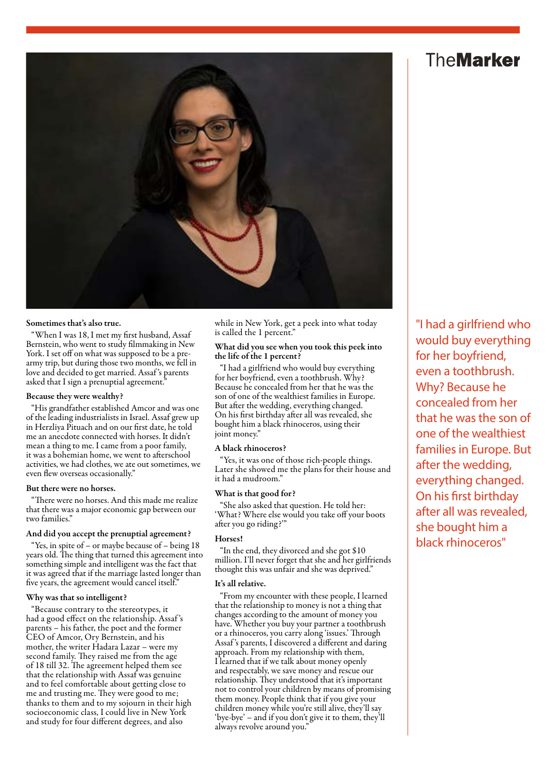**Sometimes that's also true.**

"When I was 18, I met my first husband, Assaf Bernstein, who went to study filmmaking in New York. I set off on what was supposed to be a pre-army trip, but during those two months, we fell in love and decided to get married. Assaf's parents asked that I sign a prenuptial agreement."

**Because they were wealthy?**

"His grandfather established Amcor and was one of the leading industrialists in Israel. Assaf grew up in Herzliya Pituach and on our first date, he told me an anecdote connected with horses. It didn't mean a thing to me. I came from a poor family, it was a bohemian home, we went to afterschool activities, we had clothes, we ate out sometimes, we even flew overseas occasionally."

**But there were no horses.**

"There were no horses. And this made me realize that there was a major economic gap between our two families."

**And did you accept the prenuptial agreement?**

"Yes, in spite of – or maybe because of – being 18 years old. The thing that turned this agreement into something simple and intelligent was the fact that it was agreed that if the marriage lasted longer than five years, the agreement would cancel itself."

**Why was that so intelligent?**

"Because contrary to the stereotypes, it had a good effect on the relationship. Assaf's parents – his father, the poet and the former CEO of Amcor, Ory Bernstein, and his mother, the writer Hadara Lazar – were my second family. They raised me from the age of 18 till 32. The agreement helped them see that the relationship with Assaf was genuine and to feel comfortable about getting close to me and trusting me. They were good to me; thanks to them and to my sojourn in their high socioeconomic class, I could live in New York and study for four different degrees, and also while in New York, get a peek into what today is called the 1 percent."

**What did you see when you took this peek into the life of the 1 percent?**

"I had a girlfriend who would buy everything for her boyfriend, even a toothbrush. Why? Because he concealed from her that he was the son of one of the wealthiest families in Europe. But after the wedding, everything changed. On his first birthday after all was revealed, she bought him a black rhinoceros, using their joint money."

**A black rhinoceros?**

"Yes, it was one of those rich-people things. Later she showed me the plans for their house and it had a mudroom."

**What is that good for?**

"She also asked that question. He told her: 'What? Where else would you take off your boots after you go riding?'"

**Horses!**

"In the end, they divorced and she got $10 million. I'll never forget that she and her girlfriends thought this was unfair and she was deprived."

**It's all relative.**

"From my encounter with these people, I learned that the relationship to money is not a thing that changes according to the amount of money you have. Whether you buy your partner a toothbrush or a rhinoceros, you carry along 'issues.' Through Assaf's parents, I discovered a different and daring approach. From my relationship with them, I learned that if we talk about money openly and respectably, we save money and rescue our relationship. They understood that it's important not to control your children by means of promising them money. People think that if you give your children money while you're still alive, they'll say 'bye-bye' – and if you don't give it to them, they'll always revolve around you."

"I had a girlfriend who would buy everything for her boyfriend, even a toothbrush. Why? Because he concealed from her that he was the son of one of the wealthiest families in Europe. But after the wedding, everything changed. On his first birthday after all was revealed, she bought him a black rhinoceros"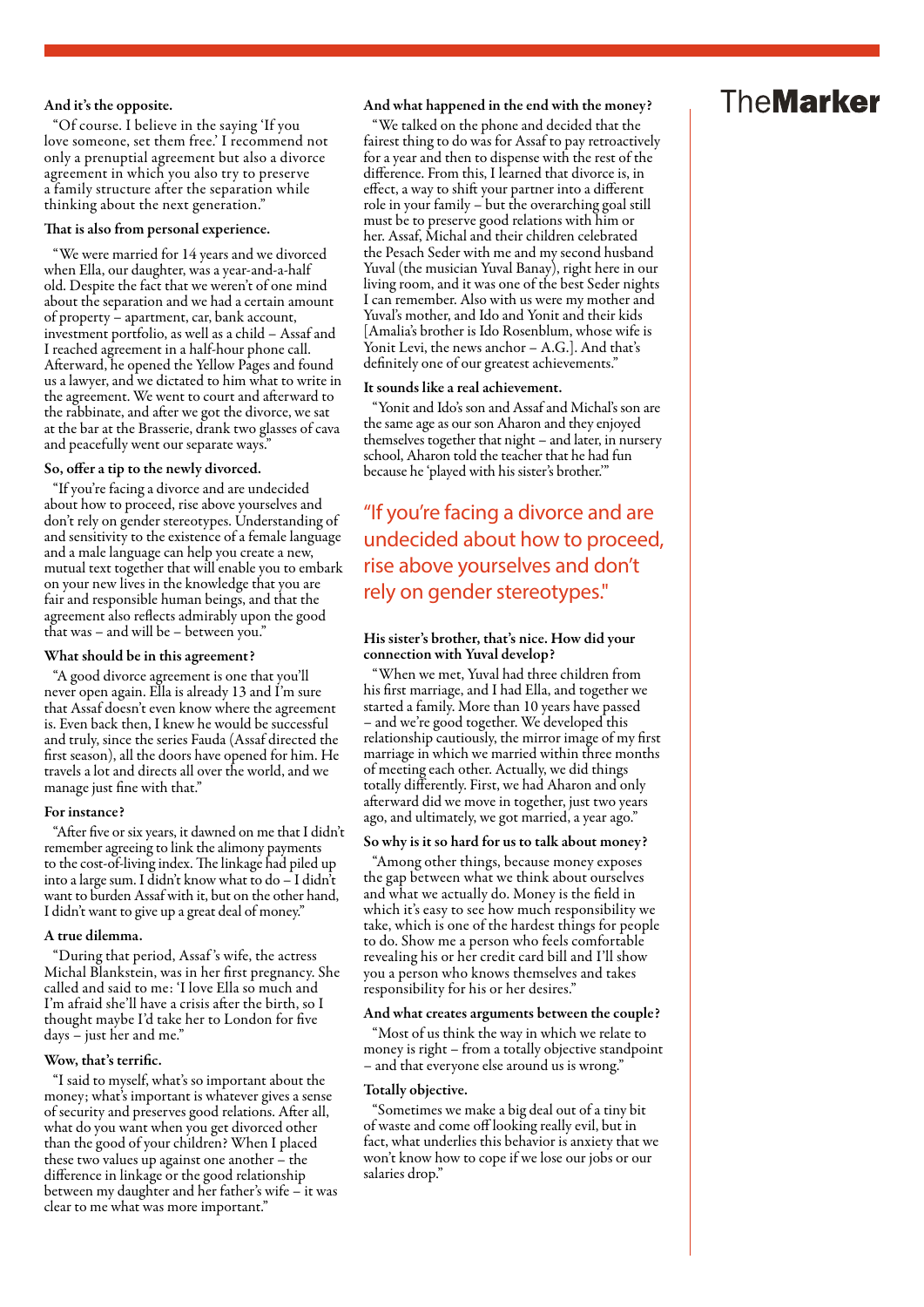**And it's the opposite.**

"Of course. I believe in the saying 'If you love someone, set them free.' I recommend not only a prenuptial agreement but also a divorce agreement in which you also try to preserve a family structure after the separation while thinking about the next generation."

**That is also from personal experience.**

"We were married for 14 years and we divorced when Ella, our daughter, was a year-and-a-half old. Despite the fact that we weren't of one mind about the separation and we had a certain amount of property – apartment, car, bank account, investment portfolio, as well as a child – Assaf and I reached agreement in a half-hour phone call. Afterward, he opened the Yellow Pages and found us a lawyer, and we dictated to him what to write in the agreement. We went to court and afterward to the rabbinate, and after we got the divorce, we sat at the bar at the Brasserie, drank two glasses of cava and peacefully went our separate ways."

**So, offer a tip to the newly divorced.**

"If you're facing a divorce and are undecided about how to proceed, rise above yourselves and don't rely on gender stereotypes. Understanding of and sensitivity to the existence of a female language and a male language can help you create a new, mutual text together that will enable you to embark on your new lives in the knowledge that you are fair and responsible human beings, and that the agreement also reflects admirably upon the good that was – and will be – between you."

**What should be in this agreement?**

"A good divorce agreement is one that you'll never open again. Ella is already 13 and I'm sure that Assaf doesn't even know where the agreement is. Even back then, I knew he would be successful and truly, since the series Fauda (Assaf directed the first season), all the doors have opened for him. He travels a lot and directs all over the world, and we manage just fine with that."

**For instance?**

"After five or six years, it dawned on me that I didn't remember agreeing to link the alimony payments to the cost-of-living index. The linkage had piled up into a large sum. I didn't know what to do – I didn't want to burden Assaf with it, but on the other hand, I didn't want to give up a great deal of money."

**A true dilemma.**

"During that period, Assaf's wife, the actress Michal Blankstein, was in her first pregnancy. She called and said to me: 'I love Ella so much and I'm afraid she'll have a crisis after the birth, so I thought maybe I'd take her to London for five days – just her and me.'"

**Wow, that's terrific.**

"I said to myself, what's so important about the money; what's important is whatever gives a sense of security and preserves good relations. After all, what do you want when you get divorced other than the good of your children? When I placed these two values up against one another – the difference in linkage or the good relationship between my daughter and her father's wife – it was clear to me what was more important."

**And what happened in the end with the money?**

"We talked on the phone and decided that the fairest thing to do was for Assaf to pay retroactively for a year and then to dispense with the rest of the difference. From this, I learned that divorce is, in effect, a way to shift your partner into a different role in your family – but the overarching goal still must be to preserve good relations with him or her. Assaf, Michal and their children celebrated the Pesach Seder with me and my second husband Yuval (the musician Yuval Banay), right here in our living room, and it was one of the best Seder nights I can remember. Also with us were my mother and Yuval's mother, and Ido and Yonit and their kids [Amalia's brother is Ido Rosenblum, whose wife is Yonit Levi, the news anchor – A.G.]. And that's definitely one of our greatest achievements."

**It sounds like a real achievement.**

"Yonit and Ido's son and Assaf and Michal's son are the same age as our son Aharon and they enjoyed themselves together that night – and later, in nursery school, Aharon told the teacher that he had fun because he 'played with his sister's brother.'"

> "If you're facing a divorce and are undecided about how to proceed, rise above yourselves and don't rely on gender stereotypes."

**His sister's brother, that's nice. How did your connection with Yuval develop?**

"When we met, Yuval had three children from his first marriage, and I had Ella, and together we started a family. More than 10 years have passed – and we're good together. We developed this relationship cautiously, the mirror image of my first marriage in which we married within three months of meeting each other. Actually, we did things totally differently. First, we had Aharon and only afterward did we move in together, just two years ago, and ultimately, we got married, a year ago."

**So why is it so hard for us to talk about money?**

"Among other things, because money exposes the gap between what we think about ourselves and what we actually do. Money is the field in which it's easy to see how much responsibility we take, which is one of the hardest things for people to do. Show me a person who feels comfortable revealing his or her credit card bill and I'll show you a person who knows themselves and takes responsibility for his or her desires."

**And what creates arguments between the couple?**

"Most of us think the way in which we relate to money is right – from a totally objective standpoint – and that everyone else around us is wrong."

**Totally objective.**

"Sometimes we make a big deal out of a tiny bit of waste and come off looking really evil, but in fact, what underlies this behavior is anxiety that we won't know how to cope if we lose our jobs or our salaries drop."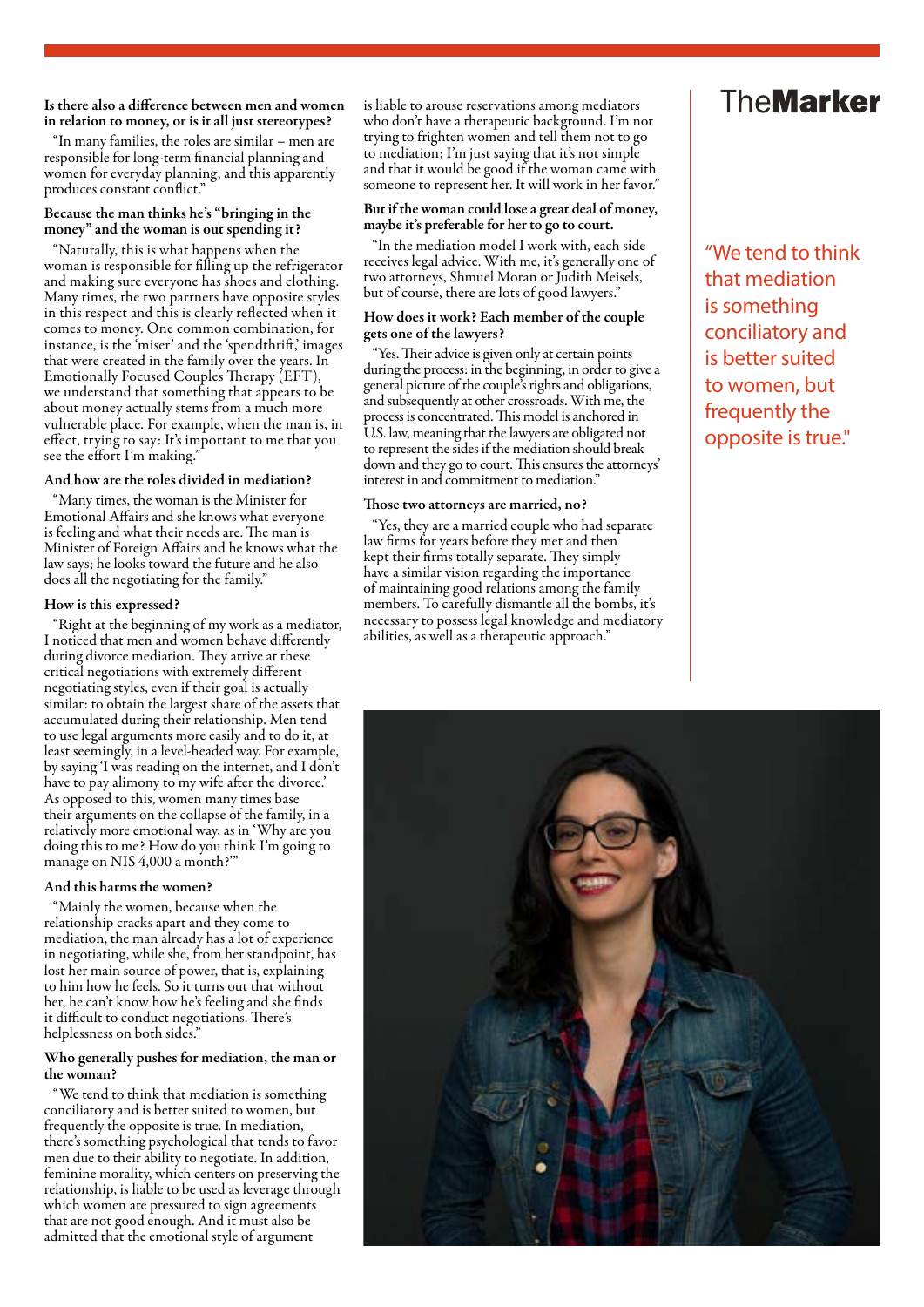**Is there also a difference between men and women in relation to money, or is it all just stereotypes?**

"In many families, the roles are similar – men are responsible for long-term financial planning and women for everyday planning, and this apparently produces constant conflict."

**Because the man thinks he's "bringing in the money" and the woman is out spending it?**

"Naturally, this is what happens when the woman is responsible for filling up the refrigerator and making sure everyone has shoes and clothing. Many times, the two partners have opposite styles in this respect and this is clearly reflected when it comes to money. One common combination, for instance, is the 'miser' and the 'spendthrift,' images that were created in the family over the years. In Emotionally Focused Couples Therapy (EFT), we understand that something that appears to be about money actually stems from a much more vulnerable place. For example, when the man is, in effect, trying to say: It's important to me that you see the effort I'm making."

**And how are the roles divided in mediation?**

"Many times, the woman is the Minister for Emotional Affairs and she knows what everyone is feeling and what their needs are. The man is Minister of Foreign Affairs and he knows what the law says; he looks toward the future and he also does all the negotiating for the family."

**How is this expressed?**

"Right at the beginning of my work as a mediator, I noticed that men and women behave differently during divorce mediation. They arrive at these critical negotiations with extremely different negotiating styles, even if their goal is actually similar: to obtain the largest share of the assets that accumulated during their relationship. Men tend to use legal arguments more easily and to do it, at least seemingly, in a level-headed way. For example, by saying 'I was reading on the internet, and I don't have to pay alimony to my wife after the divorce.' As opposed to this, women many times base their arguments on the collapse of the family, in a relatively more emotional way, as in 'Why are you doing this to me? How do you think I'm going to manage on NIS 4,000 a month?'"

**And this harms the women?**

"Mainly the women, because when the relationship cracks apart and they come to mediation, the man already has a lot of experience in negotiating, while she, from her standpoint, has lost her main source of power, that is, explaining to him how he feels. So it turns out that without her, he can't know how he's feeling and she finds it difficult to conduct negotiations. There's helplessness on both sides."

**Who generally pushes for mediation, the man or the woman?**

"We tend to think that mediation is something conciliatory and is better suited to women, but frequently the opposite is true. In mediation, there's something psychological that tends to favor men due to their ability to negotiate. In addition, feminine morality, which centers on preserving the relationship, is liable to be used as leverage through which women are pressured to sign agreements that are not good enough. And it must also be admitted that the emotional style of argument is liable to arouse reservations among mediators who don't have a therapeutic background. I'm not trying to frighten women and tell them not to go to mediation; I'm just saying that it's not simple and that it would be good if the woman came with someone to represent her. It will work in her favor."

**But if the woman could lose a great deal of money, maybe it's preferable for her to go to court.**

"In the mediation model I work with, each side receives legal advice. With me, it's generally one of two attorneys, Shmuel Moran or Judith Meisels, but of course, there are lots of good lawyers."

**How does it work? Each member of the couple gets one of the lawyers?**

"Yes. Their advice is given only at certain points during the process: in the beginning, in order to give a general picture of the couple's rights and obligations, and subsequently at other crossroads. With me, the process is concentrated. This model is anchored in U.S. law, meaning that the lawyers are obligated not to represent the sides if the mediation should break down and they go to court. This ensures the attorneys' interest in and commitment to mediation."

**Those two attorneys are married, no?**

"Yes, they are a married couple who had separate law firms for years before they met and then kept their firms totally separate. They simply have a similar vision regarding the importance of maintaining good relations among the family members. To carefully dismantle all the bombs, it's necessary to possess legal knowledge and mediatory abilities, as well as a therapeutic approach."

> "We tend to think that mediation is something conciliatory and is better suited to women, but frequently the opposite is true."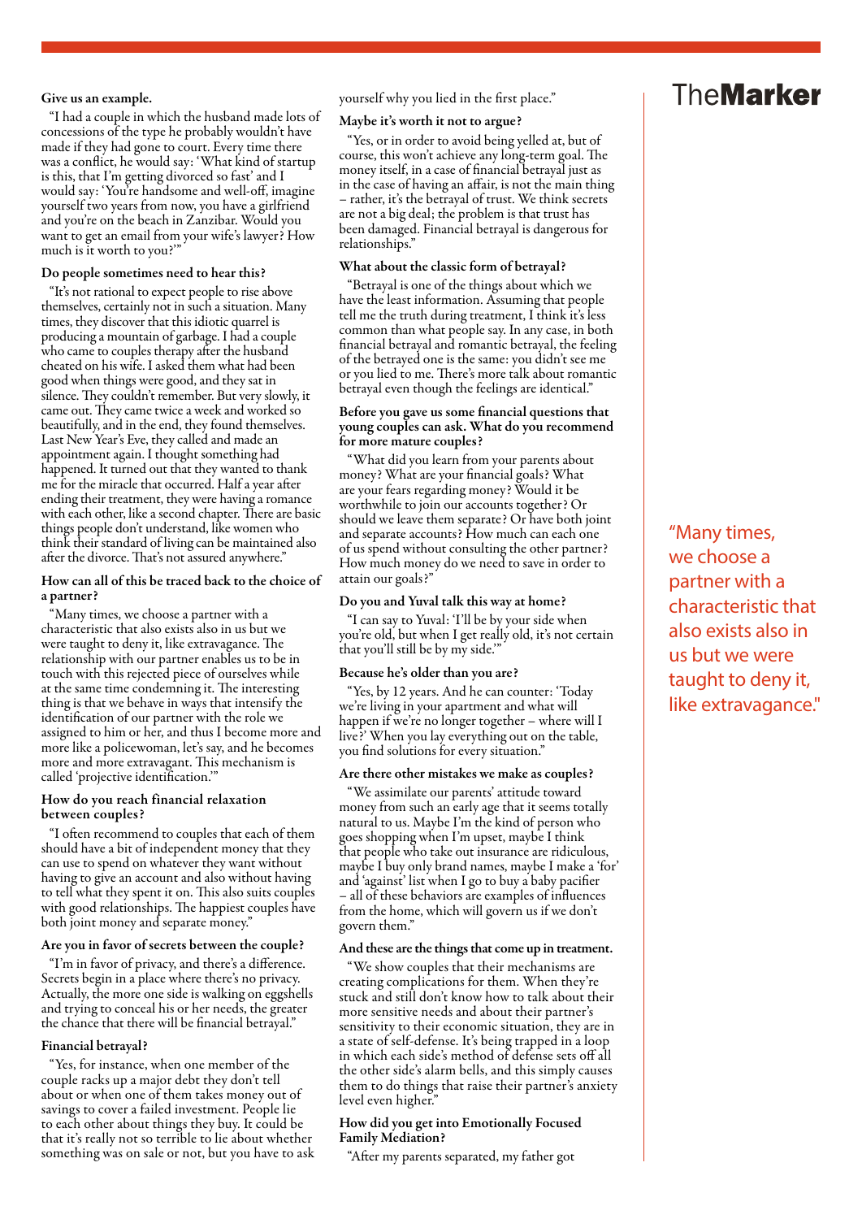**Give us an example.**

"I had a couple in which the husband made lots of concessions of the type he probably wouldn't have made if they had gone to court. Every time there was a conflict, he would say: 'What kind of startup is this, that I'm getting divorced so fast' and I would say: 'You're handsome and well-off, imagine yourself two years from now, you have a girlfriend and you're on the beach in Zanzibar. Would you want to get an email from your wife's lawyer? How much is it worth to you?'"

**Do people sometimes need to hear this?**

"It's not rational to expect people to rise above themselves, certainly not in such a situation. Many times, they discover that this idiotic quarrel is producing a mountain of garbage. I had a couple who came to couples therapy after the husband cheated on his wife. I asked them what had been good when things were good, and they sat in silence. They couldn't remember. But very slowly, it came out. They came twice a week and worked so beautifully, and in the end, they found themselves. Last New Year's Eve, they called and made an appointment again. I thought something had happened. It turned out that they wanted to thank me for the miracle that occurred. Half a year after ending their treatment, they were having a romance with each other, like a second chapter. There are basic things people don't understand, like women who think their standard of living can be maintained also after the divorce. That's not assured anywhere."

**How can all of this be traced back to the choice of a partner?**

"Many times, we choose a partner with a characteristic that also exists also in us but we were taught to deny it, like extravagance. The relationship with our partner enables us to be in touch with this rejected piece of ourselves while at the same time condemning it. The interesting thing is that we behave in ways that intensify the identification of our partner with the role we assigned to him or her, and thus I become more and more like a policewoman, let's say, and he becomes more and more extravagant. This mechanism is called 'projective identification.'"

**How do you reach financial relaxation between couples?**

"I often recommend to couples that each of them should have a bit of independent money that they can use to spend on whatever they want without having to give an account and also without having to tell what they spent it on. This also suits couples with good relationships. The happiest couples have both joint money and separate money."

**Are you in favor of secrets between the couple?**

"I'm in favor of privacy, and there's a difference. Secrets begin in a place where there's no privacy. Actually, the more one side is walking on eggshells and trying to conceal his or her needs, the greater the chance that there will be financial betrayal."

**Financial betrayal?**

"Yes, for instance, when one member of the couple racks up a major debt they don't tell about or when one of them takes money out of savings to cover a failed investment. People lie to each other about things they buy. It could be that it's really not so terrible to lie about whether something was on sale or not, but you have to ask yourself why you lied in the first place."

**Maybe it's worth it not to argue?**

"Yes, or in order to avoid being yelled at, but of course, this won't achieve any long-term goal. The money itself, in a case of financial betrayal just as in the case of having an affair, is not the main thing – rather, it's the betrayal of trust. We think secrets are not a big deal; the problem is that trust has been damaged. Financial betrayal is dangerous for relationships."

**What about the classic form of betrayal?**

"Betrayal is one of the things about which we have the least information. Assuming that people tell me the truth during treatment, I think it's less common than what people say. In any case, in both financial betrayal and romantic betrayal, the feeling of the betrayed one is the same: you didn't see me or you lied to me. There's more talk about romantic betrayal even though the feelings are identical."

**Before you gave us some financial questions that young couples can ask. What do you recommend for more mature couples?**

"What did you learn from your parents about money? What are your financial goals? What are your fears regarding money? Would it be worthwhile to join our accounts together? Or should we leave them separate? Or have both joint and separate accounts? How much can each one of us spend without consulting the other partner? How much money do we need to save in order to attain our goals?"

**Do you and Yuval talk this way at home?**

"I can say to Yuval: 'I'll be by your side when you're old, but when I get really old, it's not certain that you'll still be by my side.'"

**Because he's older than you are?**

"Yes, by 12 years. And he can counter: 'Today we're living in your apartment and what will happen if we're no longer together – where will I live?' When you lay everything out on the table, you find solutions for every situation."

**Are there other mistakes we make as couples?**

"We assimilate our parents' attitude toward money from such an early age that it seems totally natural to us. Maybe I'm the kind of person who goes shopping when I'm upset, maybe I think that people who take out insurance are ridiculous, maybe I buy only brand names, maybe I make a 'for' and 'against' list when I go to buy a baby pacifier – all of these behaviors are examples of influences from the home, which will govern us if we don't govern them."

**And these are the things that come up in treatment.**

"We show couples that their mechanisms are creating complications for them. When they're stuck and still don't know how to talk about their more sensitive needs and about their partner's sensitivity to their economic situation, they are in a state of self-defense. It's being trapped in a loop in which each side's method of defense sets off all the other side's alarm bells, and this simply causes them to do things that raise their partner's anxiety level even higher."

**How did you get into Emotionally Focused Family Mediation?**

"After my parents separated, my father got

> "Many times, we choose a partner with a characteristic that also exists also in us but we were taught to deny it, like extravagance."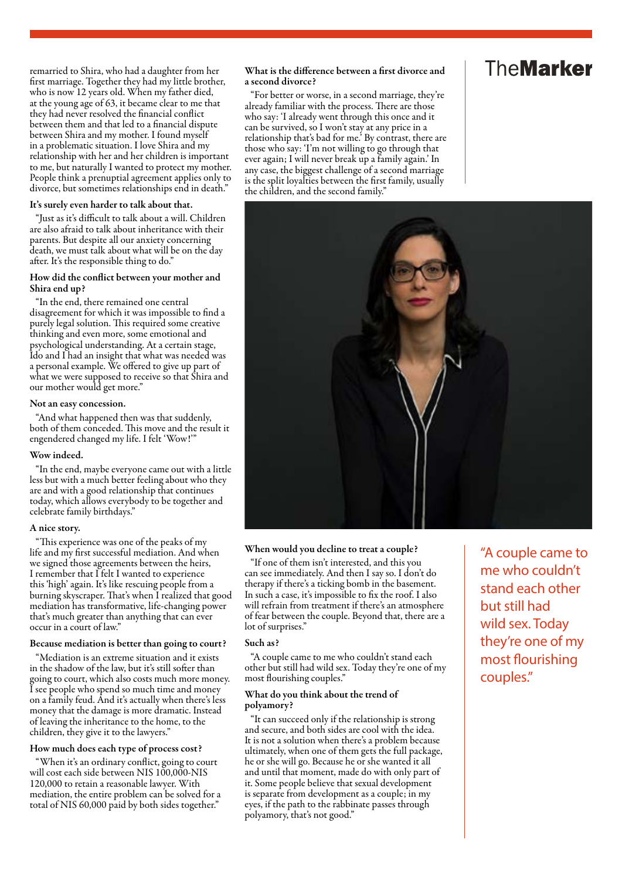remarried to Shira, who had a daughter from her first marriage. Together they had my little brother, who is now 12 years old. When my father died, at the young age of 63, it became clear to me that they had never resolved the financial conflict between them and that led to a financial dispute between Shira and my mother. I found myself in a problematic situation. I love Shira and my relationship with her and her children is important to me, but naturally I wanted to protect my mother. People think a prenuptial agreement applies only to divorce, but sometimes relationships end in death."

**It's surely even harder to talk about that.**

"Just as it's difficult to talk about a will. Children are also afraid to talk about inheritance with their parents. But despite all our anxiety concerning death, we must talk about what will be on the day after. It's the responsible thing to do."

**How did the conflict between your mother and Shira end up?**

"In the end, there remained one central disagreement for which it was impossible to find a purely legal solution. This required some creative thinking and even more, some emotional and psychological understanding. At a certain stage, Ido and I had an insight that what was needed was a personal example. We offered to give up part of what we were supposed to receive so that Shira and our mother would get more."

**Not an easy concession.**

"And what happened then was that suddenly, both of them conceded. This move and the result it engendered changed my life. I felt 'Wow!'"

**Wow indeed.**

"In the end, maybe everyone came out with a little less but with a much better feeling about who they are and with a good relationship that continues today, which allows everybody to be together and celebrate family birthdays."

**A nice story.**

"This experience was one of the peaks of my life and my first successful mediation. And when we signed those agreements between the heirs, I remember that I felt I wanted to experience this 'high' again. It's like rescuing people from a burning skyscraper. That's when I realized that good mediation has transformative, life-changing power that's much greater than anything that can ever occur in a court of law."

**Because mediation is better than going to court?**

"Mediation is an extreme situation and it exists in the shadow of the law, but it's still softer than going to court, which also costs much more money. I see people who spend so much time and money on a family feud. And it's actually when there's less money that the damage is more dramatic. Instead of leaving the inheritance to the home, to the children, they give it to the lawyers."

**How much does each type of process cost?**

"When it's an ordinary conflict, going to court will cost each side between NIS 100,000-NIS 120,000 to retain a reasonable lawyer. With mediation, the entire problem can be solved for a total of NIS 60,000 paid by both sides together."

**What is the difference between a first divorce and a second divorce?**

"For better or worse, in a second marriage, they're already familiar with the process. There are those who say: 'I already went through this once and it can be survived, so I won't stay at any price in a relationship that's bad for me.' By contrast, there are those who say: 'I'm not willing to go through that ever again; I will never break up a family again.' In any case, the biggest challenge of a second marriage is the split loyalties between the first family, usually the children, and the second family."

**When would you decline to treat a couple?**

"If one of them isn't interested, and this you can see immediately. And then I say so. I don't do therapy if there's a ticking bomb in the basement. In such a case, it's impossible to fix the roof. I also will refrain from treatment if there's an atmosphere of fear between the couple. Beyond that, there are a lot of surprises."

**Such as?**

"A couple came to me who couldn't stand each other but still had wild sex. Today they're one of my most flourishing couples."

**What do you think about the trend of polyamory?**

"It can succeed only if the relationship is strong and secure, and both sides are cool with the idea. It is not a solution when there's a problem because ultimately, when one of them gets the full package, he or she will go. Because he or she wanted it all and until that moment, made do with only part of it. Some people believe that sexual development is separate from development as a couple; in my eyes, if the path to the rabbinate passes through polyamory, that's not good."

"A couple came to me who couldn't stand each other but still had wild sex. Today they're one of my most flourishing couples."